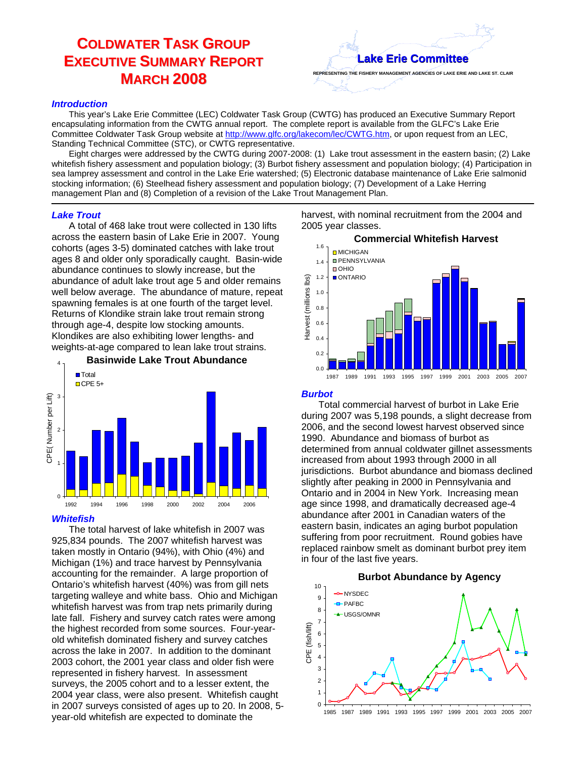# COLDWATER TASK GROUP EXECUTIVE SUMMARY REPORT MARCH 2008

**Lake Erie Committee**

REPRESENTING THE FISHERY MANAGEMENT AGENCIES OF LAKE ERIE AND LAKE ST. CLAIR

## *Introduction*

This year's Lake Erie Committee (LEC) Coldwater Task Group (CWTG) has produced an Executive Summary Report encapsulating information from the CWTG annual report. The complete report is available from the GLFC's Lake Erie Committee Coldwater Task Group website at http://www.glfc.org/lakecom/lec/CWTG.htm, or upon request from an LEC, Standing Technical Committee (STC), or CWTG representative.

Eight charges were addressed by the CWTG during 2007-2008: (1) Lake trout assessment in the eastern basin; (2) Lake whitefish fishery assessment and population biology; (3) Burbot fishery assessment and population biology; (4) Participation in sea lamprey assessment and control in the Lake Erie watershed; (5) Electronic database maintenance of Lake Erie salmonid stocking information; (6) Steelhead fishery assessment and population biology; (7) Development of a Lake Herring management Plan and (8) Completion of a revision of the Lake Trout Management Plan.

## *Lake Trout*

A total of 468 lake trout were collected in 130 lifts across the eastern basin of Lake Erie in 2007. Young cohorts (ages 3-5) dominated catches with lake trout ages 8 and older only sporadically caught. Basin-wide abundance continues to slowly increase, but the abundance of adult lake trout age 5 and older remains well below average. The abundance of mature, repeat spawning females is at one fourth of the target level. Returns of Klondike strain lake trout remain strong through age-4, despite low stocking amounts. Klondikes are also exhibiting lower lengths- and weights-at-age compared to lean lake trout strains.

**Basinwide Lake Trout Abundance**

## *Whitefish*

The total harvest of lake whitefish in 2007 was 925,834 pounds. The 2007 whitefish harvest was taken mostly in Ontario (94%), with Ohio (4%) and Michigan (1%) and trace harvest by Pennsylvania accounting for the remainder. A large proportion of Ontario's whitefish harvest (40%) was from gill nets targeting walleye and white bass. Ohio and Michigan whitefish harvest was from trap nets primarily during late fall. Fishery and survey catch rates were among the highest recorded from some sources. Four-year-old whitefish dominated fishery and survey catches across the lake in 2007. In addition to the dominant 2003 cohort, the 2001 year class and older fish were represented in fishery harvest. In assessment surveys, the 2005 cohort and to a lesser extent, the 2004 year class, were also present. Whitefish caught in 2007 surveys consisted of ages up to 20. In 2008, 5-year-old whitefish are expected to dominate the harvest, with nominal recruitment from the 2004 and 2005 year classes.

**Commercial Whitefish Harvest**

## *Burbot*

Total commercial harvest of burbot in Lake Erie during 2007 was 5,198 pounds, a slight decrease from 2006, and the second lowest harvest observed since 1990. Abundance and biomass of burbot as determined from annual coldwater gillnet assessments increased from about 1993 through 2000 in all jurisdictions. Burbot abundance and biomass declined slightly after peaking in 2000 in Pennsylvania and Ontario and in 2004 in New York. Increasing mean age since 1998, and dramatically decreased age-4 abundance after 2001 in Canadian waters of the eastern basin, indicates an aging burbot population suffering from poor recruitment. Round gobies have replaced rainbow smelt as dominant burbot prey item in four of the last five years.

**Burbot Abundance by Agency**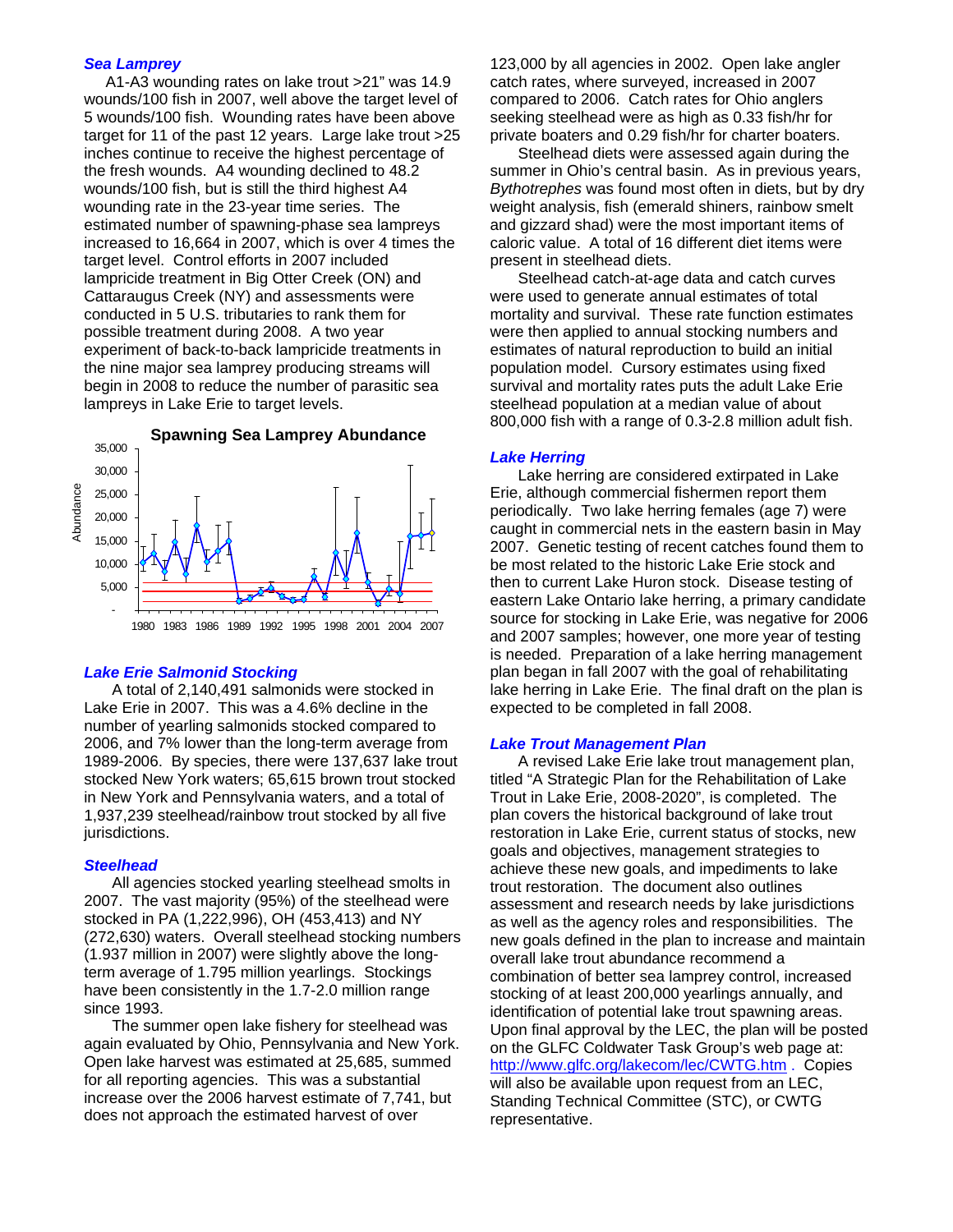### *Sea Lamprey*

A1-A3 wounding rates on lake trout >21" was 14.9 wounds/100 fish in 2007, well above the target level of 5 wounds/100 fish. Wounding rates have been above target for 11 of the past 12 years. Large lake trout >25 inches continue to receive the highest percentage of the fresh wounds. A4 wounding declined to 48.2 wounds/100 fish, but is still the third highest A4 wounding rate in the 23-year time series. The estimated number of spawning-phase sea lampreys increased to 16,664 in 2007, which is over 4 times the target level. Control efforts in 2007 included lampricide treatment in Big Otter Creek (ON) and Cattaraugus Creek (NY) and assessments were conducted in 5 U.S. tributaries to rank them for possible treatment during 2008. A two year experiment of back-to-back lampricide treatments in the nine major sea lamprey producing streams will begin in 2008 to reduce the number of parasitic sea lampreys in Lake Erie to target levels.

Spawning Sea Lamprey Abundance

Abundance

35,000
30,000
25,000
20,000
15,000
10,000
5,000
-

1980 1983 1986 1989 1992 1995 1998 2001 2004 2007

### *Lake Erie Salmonid Stocking*

A total of 2,140,491 salmonids were stocked in Lake Erie in 2007. This was a 4.6% decline in the number of yearling salmonids stocked compared to 2006, and 7% lower than the long-term average from 1989-2006. By species, there were 137,637 lake trout stocked New York waters; 65,615 brown trout stocked in New York and Pennsylvania waters, and a total of 1,937,239 steelhead/rainbow trout stocked by all five jurisdictions.

### *Steelhead*

All agencies stocked yearling steelhead smolts in 2007. The vast majority (95%) of the steelhead were stocked in PA (1,222,996), OH (453,413) and NY (272,630) waters. Overall steelhead stocking numbers (1.937 million in 2007) were slightly above the long-term average of 1.795 million yearlings. Stockings have been consistently in the 1.7-2.0 million range since 1993.

The summer open lake fishery for steelhead was again evaluated by Ohio, Pennsylvania and New York. Open lake harvest was estimated at 25,685, summed for all reporting agencies. This was a substantial increase over the 2006 harvest estimate of 7,741, but does not approach the estimated harvest of over 123,000 by all agencies in 2002. Open lake angler catch rates, where surveyed, increased in 2007 compared to 2006. Catch rates for Ohio anglers seeking steelhead were as high as 0.33 fish/hr for private boaters and 0.29 fish/hr for charter boaters.

Steelhead diets were assessed again during the summer in Ohio's central basin. As in previous years, *Bythotrephes* was found most often in diets, but by dry weight analysis, fish (emerald shiners, rainbow smelt and gizzard shad) were the most important items of caloric value. A total of 16 different diet items were present in steelhead diets.

Steelhead catch-at-age data and catch curves were used to generate annual estimates of total mortality and survival. These rate function estimates were then applied to annual stocking numbers and estimates of natural reproduction to build an initial population model. Cursory estimates using fixed survival and mortality rates puts the adult Lake Erie steelhead population at a median value of about 800,000 fish with a range of 0.3-2.8 million adult fish.

### *Lake Herring*

Lake herring are considered extirpated in Lake Erie, although commercial fishermen report them periodically. Two lake herring females (age 7) were caught in commercial nets in the eastern basin in May 2007. Genetic testing of recent catches found them to be most related to the historic Lake Erie stock and then to current Lake Huron stock. Disease testing of eastern Lake Ontario lake herring, a primary candidate source for stocking in Lake Erie, was negative for 2006 and 2007 samples; however, one more year of testing is needed. Preparation of a lake herring management plan began in fall 2007 with the goal of rehabilitating lake herring in Lake Erie. The final draft on the plan is expected to be completed in fall 2008.

### *Lake Trout Management Plan*

A revised Lake Erie lake trout management plan, titled "A Strategic Plan for the Rehabilitation of Lake Trout in Lake Erie, 2008-2020", is completed. The plan covers the historical background of lake trout restoration in Lake Erie, current status of stocks, new goals and objectives, management strategies to achieve these new goals, and impediments to lake trout restoration. The document also outlines assessment and research needs by lake jurisdictions as well as the agency roles and responsibilities. The new goals defined in the plan to increase and maintain overall lake trout abundance recommend a combination of better sea lamprey control, increased stocking of at least 200,000 yearlings annually, and identification of potential lake trout spawning areas. Upon final approval by the LEC, the plan will be posted on the GLFC Coldwater Task Group's web page at: http://www.glfc.org/lakecom/lec/CWTG.htm . Copies will also be available upon request from an LEC, Standing Technical Committee (STC), or CWTG representative.